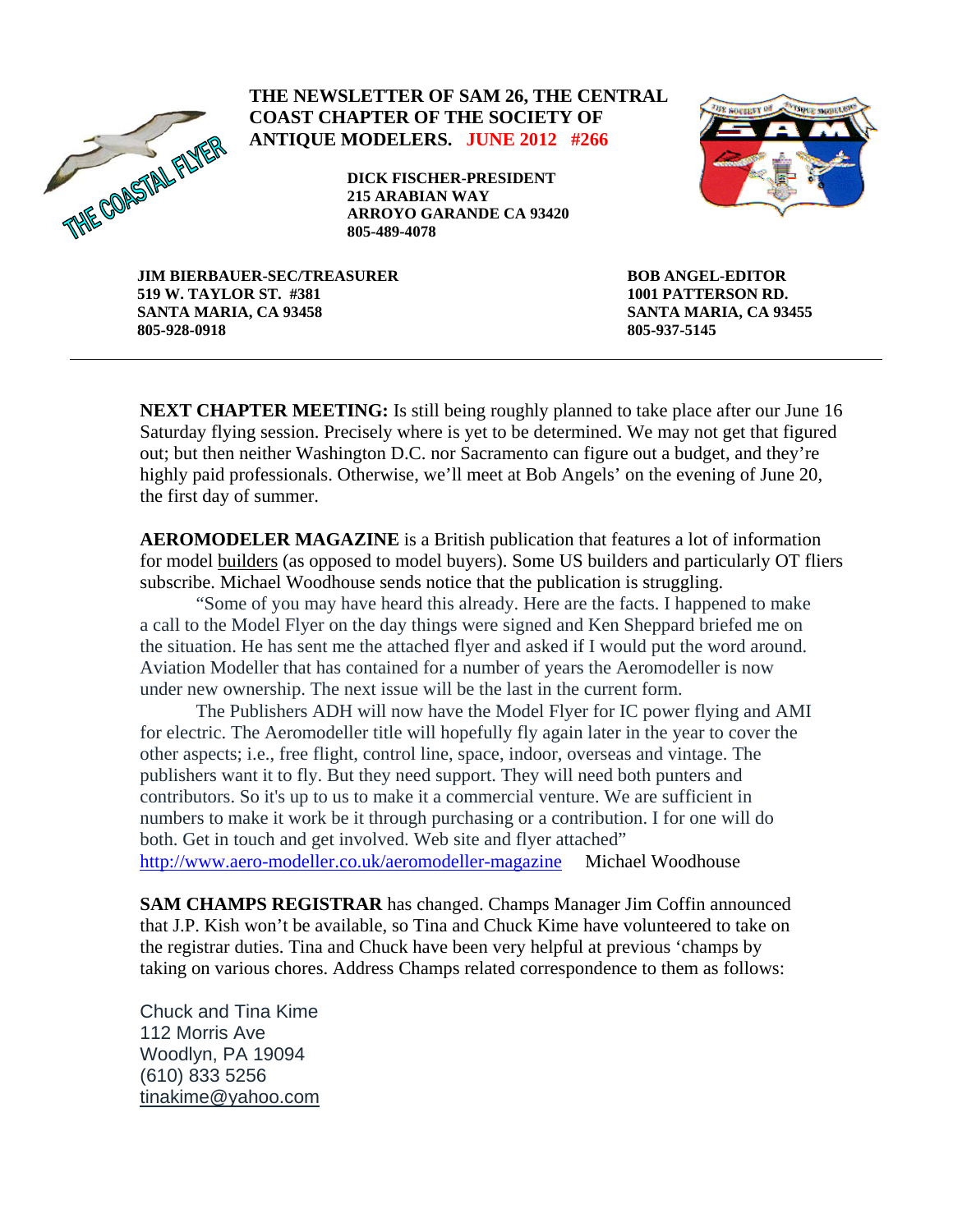THE COASTAL FLYER

**THE NEWSLETTER OF SAM 26, THE CENTRAL COAST CHAPTER OF THE SOCIETY OF ANTIQUE MODELERS. JUNE 2012 #266**

**DICK FISCHER-PRESIDENT**
**215 ARABIAN WAY**
**ARROYO GARANDE CA 93420**
**805-489-4078**

**JIM BIERBAUER-SEC/TREASURER**
**519 W. TAYLOR ST. #381**
**SANTA MARIA, CA 93458**
**805-928-0918**

**BOB ANGEL-EDITOR**
**1001 PATTERSON RD.**
**SANTA MARIA, CA 93455**
**805-937-5145**

---

**NEXT CHAPTER MEETING:** Is still being roughly planned to take place after our June 16 Saturday flying session. Precisely where is yet to be determined. We may not get that figured out; but then neither Washington D.C. nor Sacramento can figure out a budget, and they're highly paid professionals. Otherwise, we'll meet at Bob Angels' on the evening of June 20, the first day of summer.

**AEROMODELER MAGAZINE** is a British publication that features a lot of information for model builders (as opposed to model buyers). Some US builders and particularly OT fliers subscribe. Michael Woodhouse sends notice that the publication is struggling.

"Some of you may have heard this already. Here are the facts. I happened to make a call to the Model Flyer on the day things were signed and Ken Sheppard briefed me on the situation. He has sent me the attached flyer and asked if I would put the word around. Aviation Modeller that has contained for a number of years the Aeromodeller is now under new ownership. The next issue will be the last in the current form.

The Publishers ADH will now have the Model Flyer for IC power flying and AMI for electric. The Aeromodeller title will hopefully fly again later in the year to cover the other aspects; i.e., free flight, control line, space, indoor, overseas and vintage. The publishers want it to fly. But they need support. They will need both punters and contributors. So it's up to us to make it a commercial venture. We are sufficient in numbers to make it work be it through purchasing or a contribution. I for one will do both. Get in touch and get involved. Web site and flyer attached"
http://www.aero-modeller.co.uk/aeromodeller-magazine Michael Woodhouse

**SAM CHAMPS REGISTRAR** has changed. Champs Manager Jim Coffin announced that J.P. Kish won't be available, so Tina and Chuck Kime have volunteered to take on the registrar duties. Tina and Chuck have been very helpful at previous 'champs by taking on various chores. Address Champs related correspondence to them as follows:

Chuck and Tina Kime
112 Morris Ave
Woodlyn, PA 19094
(610) 833 5256
tinakime@yahoo.com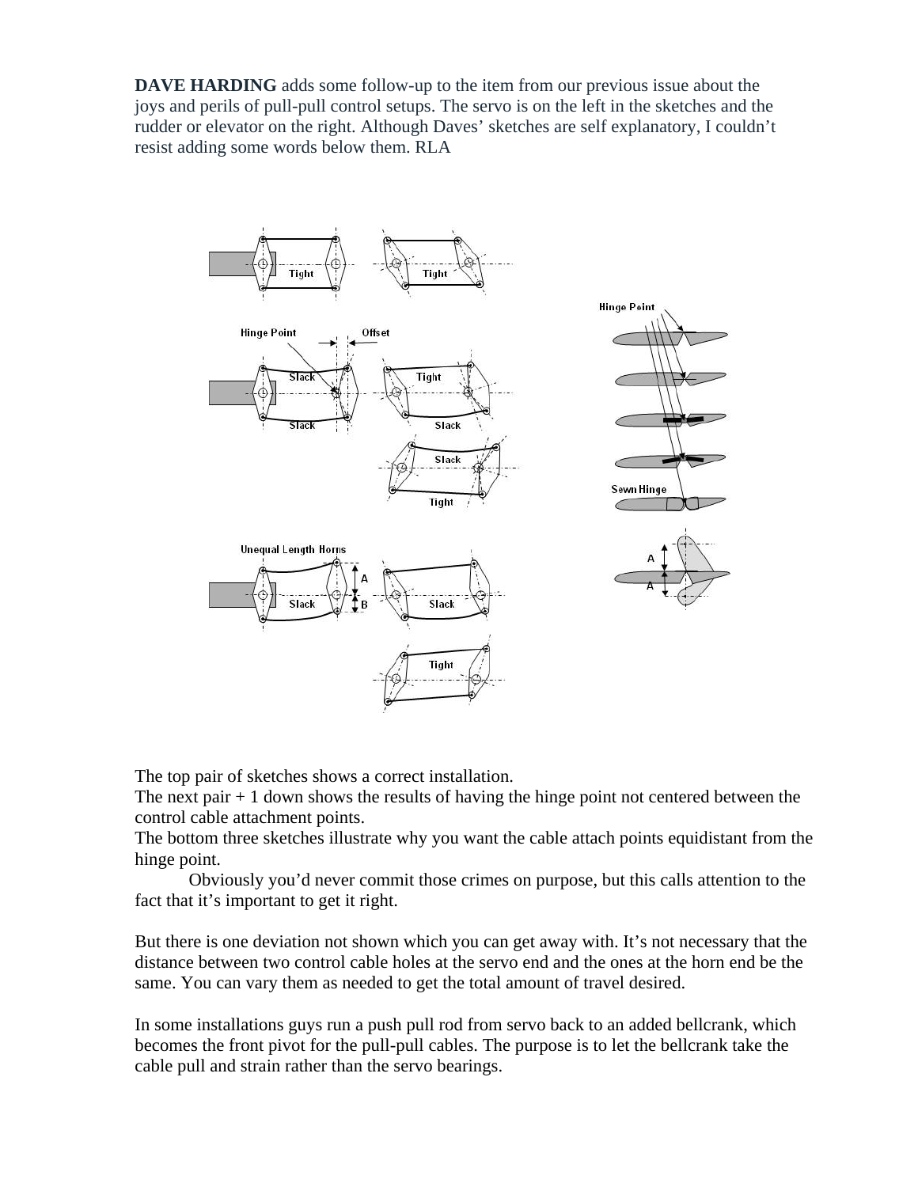**DAVE HARDING** adds some follow-up to the item from our previous issue about the joys and perils of pull-pull control setups. The servo is on the left in the sketches and the rudder or elevator on the right. Although Daves' sketches are self explanatory, I couldn't resist adding some words below them. RLA

The top pair of sketches shows a correct installation.
The next pair + 1 down shows the results of having the hinge point not centered between the control cable attachment points.
The bottom three sketches illustrate why you want the cable attach points equidistant from the hinge point.

Obviously you'd never commit those crimes on purpose, but this calls attention to the fact that it's important to get it right.

But there is one deviation not shown which you can get away with. It's not necessary that the distance between two control cable holes at the servo end and the ones at the horn end be the same. You can vary them as needed to get the total amount of travel desired.

In some installations guys run a push pull rod from servo back to an added bellcrank, which becomes the front pivot for the pull-pull cables. The purpose is to let the bellcrank take the cable pull and strain rather than the servo bearings.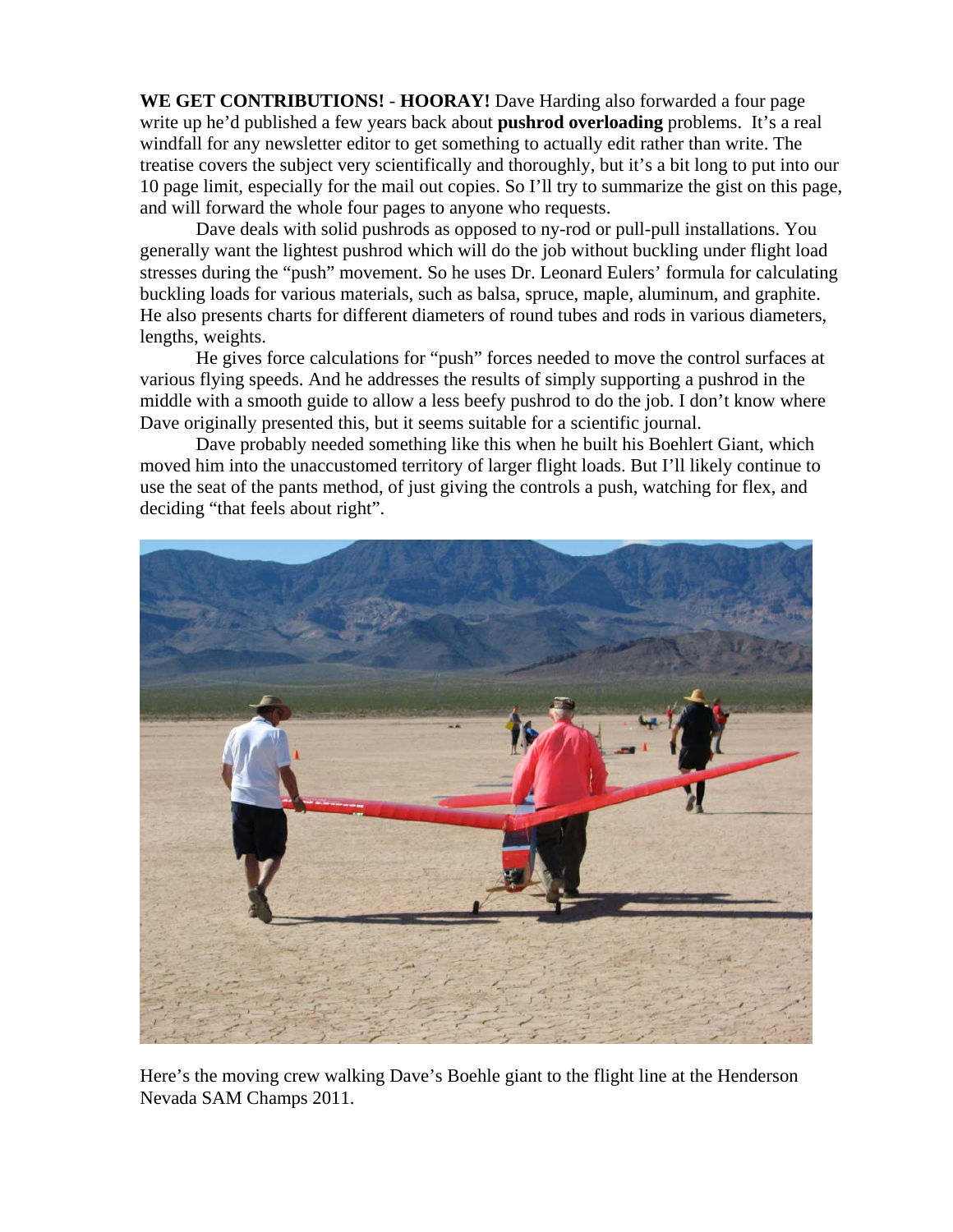**WE GET CONTRIBUTIONS!** - **HOORAY!** Dave Harding also forwarded a four page write up he'd published a few years back about **pushrod overloading** problems. It's a real windfall for any newsletter editor to get something to actually edit rather than write. The treatise covers the subject very scientifically and thoroughly, but it's a bit long to put into our 10 page limit, especially for the mail out copies. So I'll try to summarize the gist on this page, and will forward the whole four pages to anyone who requests.

Dave deals with solid pushrods as opposed to ny-rod or pull-pull installations. You generally want the lightest pushrod which will do the job without buckling under flight load stresses during the "push" movement. So he uses Dr. Leonard Eulers' formula for calculating buckling loads for various materials, such as balsa, spruce, maple, aluminum, and graphite. He also presents charts for different diameters of round tubes and rods in various diameters, lengths, weights.

He gives force calculations for "push" forces needed to move the control surfaces at various flying speeds. And he addresses the results of simply supporting a pushrod in the middle with a smooth guide to allow a less beefy pushrod to do the job. I don't know where Dave originally presented this, but it seems suitable for a scientific journal.

Dave probably needed something like this when he built his Boehlert Giant, which moved him into the unaccustomed territory of larger flight loads. But I'll likely continue to use the seat of the pants method, of just giving the controls a push, watching for flex, and deciding "that feels about right".

Here's the moving crew walking Dave's Boehle giant to the flight line at the Henderson Nevada SAM Champs 2011.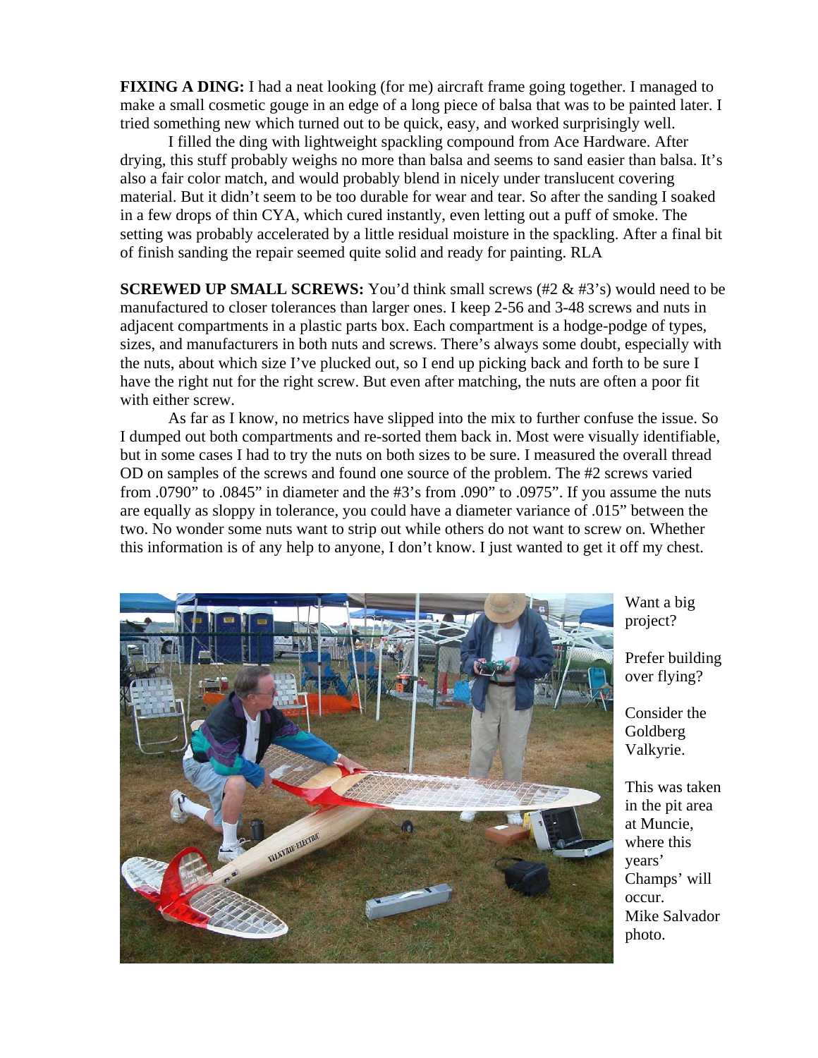**FIXING A DING:** I had a neat looking (for me) aircraft frame going together. I managed to make a small cosmetic gouge in an edge of a long piece of balsa that was to be painted later. I tried something new which turned out to be quick, easy, and worked surprisingly well.

I filled the ding with lightweight spackling compound from Ace Hardware. After drying, this stuff probably weighs no more than balsa and seems to sand easier than balsa. It's also a fair color match, and would probably blend in nicely under translucent covering material. But it didn't seem to be too durable for wear and tear. So after the sanding I soaked in a few drops of thin CYA, which cured instantly, even letting out a puff of smoke. The setting was probably accelerated by a little residual moisture in the spackling. After a final bit of finish sanding the repair seemed quite solid and ready for painting. RLA

**SCREWED UP SMALL SCREWS:** You'd think small screws (#2 & #3's) would need to be manufactured to closer tolerances than larger ones. I keep 2-56 and 3-48 screws and nuts in adjacent compartments in a plastic parts box. Each compartment is a hodge-podge of types, sizes, and manufacturers in both nuts and screws. There's always some doubt, especially with the nuts, about which size I've plucked out, so I end up picking back and forth to be sure I have the right nut for the right screw. But even after matching, the nuts are often a poor fit with either screw.

As far as I know, no metrics have slipped into the mix to further confuse the issue. So I dumped out both compartments and re-sorted them back in. Most were visually identifiable, but in some cases I had to try the nuts on both sizes to be sure. I measured the overall thread OD on samples of the screws and found one source of the problem. The #2 screws varied from .0790" to .0845" in diameter and the #3's from .090" to .0975". If you assume the nuts are equally as sloppy in tolerance, you could have a diameter variance of .015" between the two. No wonder some nuts want to strip out while others do not want to screw on. Whether this information is of any help to anyone, I don't know. I just wanted to get it off my chest.

Want a big project?

Prefer building over flying?

Consider the Goldberg Valkyrie.

This was taken in the pit area at Muncie, where this years' Champs' will occur. Mike Salvador photo.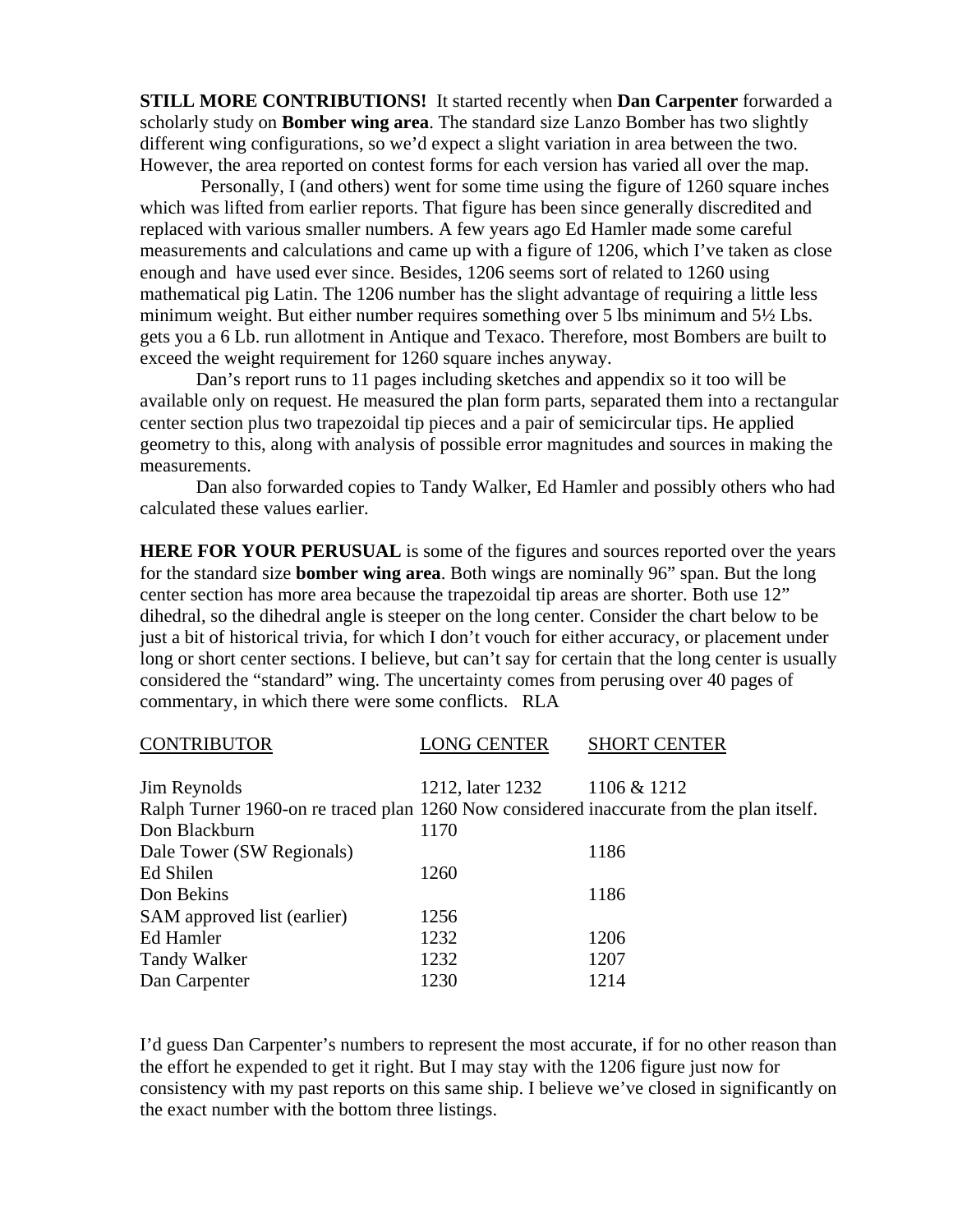**STILL MORE CONTRIBUTIONS!** It started recently when **Dan Carpenter** forwarded a scholarly study on **Bomber wing area**. The standard size Lanzo Bomber has two slightly different wing configurations, so we'd expect a slight variation in area between the two. However, the area reported on contest forms for each version has varied all over the map.

Personally, I (and others) went for some time using the figure of 1260 square inches which was lifted from earlier reports. That figure has been since generally discredited and replaced with various smaller numbers. A few years ago Ed Hamler made some careful measurements and calculations and came up with a figure of 1206, which I've taken as close enough and have used ever since. Besides, 1206 seems sort of related to 1260 using mathematical pig Latin. The 1206 number has the slight advantage of requiring a little less minimum weight. But either number requires something over 5 lbs minimum and 5½ Lbs. gets you a 6 Lb. run allotment in Antique and Texaco. Therefore, most Bombers are built to exceed the weight requirement for 1260 square inches anyway.

Dan's report runs to 11 pages including sketches and appendix so it too will be available only on request. He measured the plan form parts, separated them into a rectangular center section plus two trapezoidal tip pieces and a pair of semicircular tips. He applied geometry to this, along with analysis of possible error magnitudes and sources in making the measurements.

Dan also forwarded copies to Tandy Walker, Ed Hamler and possibly others who had calculated these values earlier.

**HERE FOR YOUR PERUSUAL** is some of the figures and sources reported over the years for the standard size **bomber wing area**. Both wings are nominally 96" span. But the long center section has more area because the trapezoidal tip areas are shorter. Both use 12" dihedral, so the dihedral angle is steeper on the long center. Consider the chart below to be just a bit of historical trivia, for which I don't vouch for either accuracy, or placement under long or short center sections. I believe, but can't say for certain that the long center is usually considered the "standard" wing. The uncertainty comes from perusing over 40 pages of commentary, in which there were some conflicts. RLA

| CONTRIBUTOR | LONG CENTER | SHORT CENTER |
|---|---|---|
| Jim Reynolds | 1212, later 1232 | 1106 & 1212 |
| Ralph Turner 1960-on re traced plan | 1260 | Now considered inaccurate from the plan itself. |
| Don Blackburn | 1170 | |
| Dale Tower (SW Regionals) | | 1186 |
| Ed Shilen | 1260 | |
| Don Bekins | | 1186 |
| SAM approved list (earlier) | 1256 | |
| Ed Hamler | 1232 | 1206 |
| Tandy Walker | 1232 | 1207 |
| Dan Carpenter | 1230 | 1214 |

I'd guess Dan Carpenter's numbers to represent the most accurate, if for no other reason than the effort he expended to get it right. But I may stay with the 1206 figure just now for consistency with my past reports on this same ship. I believe we've closed in significantly on the exact number with the bottom three listings.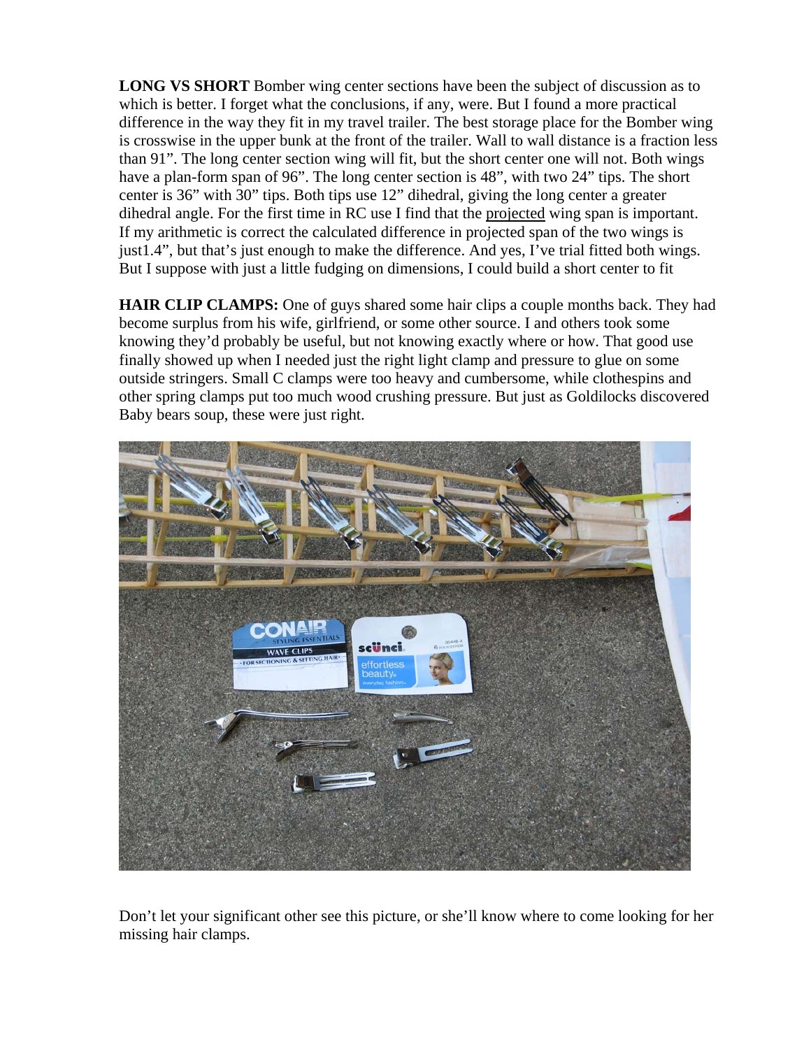**LONG VS SHORT** Bomber wing center sections have been the subject of discussion as to which is better. I forget what the conclusions, if any, were. But I found a more practical difference in the way they fit in my travel trailer. The best storage place for the Bomber wing is crosswise in the upper bunk at the front of the trailer. Wall to wall distance is a fraction less than 91". The long center section wing will fit, but the short center one will not. Both wings have a plan-form span of 96". The long center section is 48", with two 24" tips. The short center is 36" with 30" tips. Both tips use 12" dihedral, giving the long center a greater dihedral angle. For the first time in RC use I find that the projected wing span is important. If my arithmetic is correct the calculated difference in projected span of the two wings is just1.4", but that's just enough to make the difference. And yes, I've trial fitted both wings. But I suppose with just a little fudging on dimensions, I could build a short center to fit

**HAIR CLIP CLAMPS:** One of guys shared some hair clips a couple months back. They had become surplus from his wife, girlfriend, or some other source. I and others took some knowing they'd probably be useful, but not knowing exactly where or how. That good use finally showed up when I needed just the right light clamp and pressure to glue on some outside stringers. Small C clamps were too heavy and cumbersome, while clothespins and other spring clamps put too much wood crushing pressure. But just as Goldilocks discovered Baby bears soup, these were just right.

Don't let your significant other see this picture, or she'll know where to come looking for her missing hair clamps.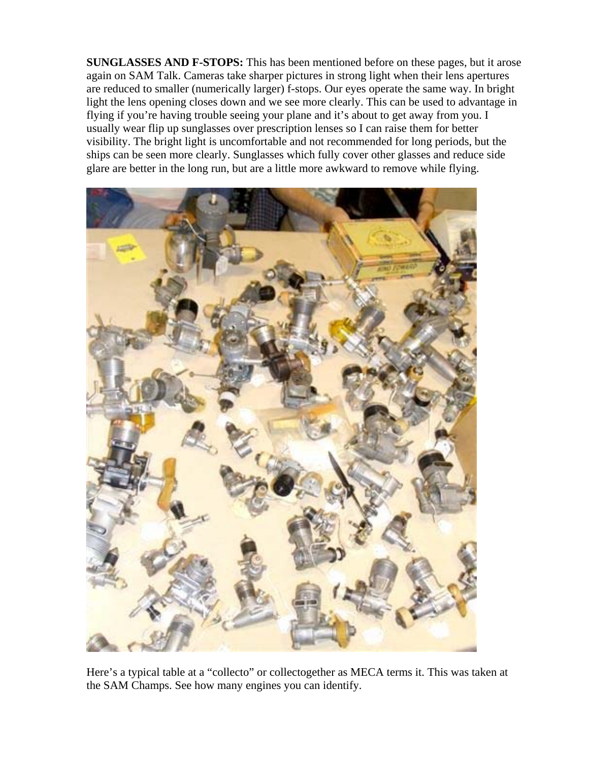**SUNGLASSES AND F-STOPS:** This has been mentioned before on these pages, but it arose again on SAM Talk. Cameras take sharper pictures in strong light when their lens apertures are reduced to smaller (numerically larger) f-stops. Our eyes operate the same way. In bright light the lens opening closes down and we see more clearly. This can be used to advantage in flying if you're having trouble seeing your plane and it's about to get away from you. I usually wear flip up sunglasses over prescription lenses so I can raise them for better visibility. The bright light is uncomfortable and not recommended for long periods, but the ships can be seen more clearly. Sunglasses which fully cover other glasses and reduce side glare are better in the long run, but are a little more awkward to remove while flying.

Here's a typical table at a "collecto" or collectogether as MECA terms it. This was taken at the SAM Champs. See how many engines you can identify.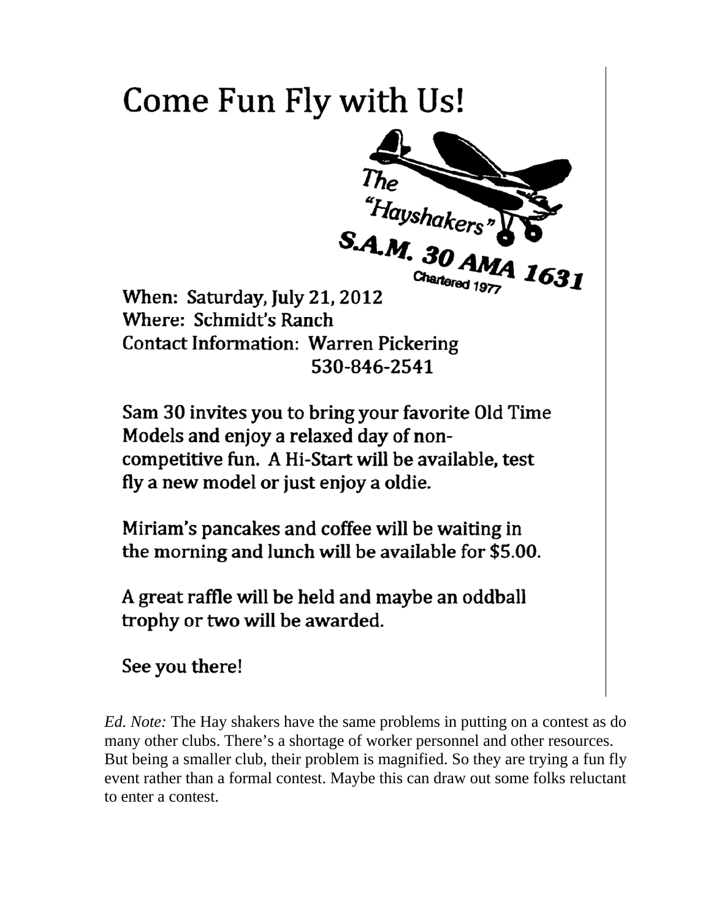# Come Fun Fly with Us!

The "Hayshakers" S.A.M. 30 AMA 1631
Chartered 1977

When: Saturday, July 21, 2012
Where: Schmidt's Ranch
Contact Information: Warren Pickering
530-846-2541

Sam 30 invites you to bring your favorite Old Time Models and enjoy a relaxed day of non-competitive fun. A Hi-Start will be available, test fly a new model or just enjoy a oldie.

Miriam's pancakes and coffee will be waiting in the morning and lunch will be available for $5.00.

A great raffle will be held and maybe an oddball trophy or two will be awarded.

See you there!

*Ed. Note:* The Hay shakers have the same problems in putting on a contest as do many other clubs. There's a shortage of worker personnel and other resources. But being a smaller club, their problem is magnified. So they are trying a fun fly event rather than a formal contest. Maybe this can draw out some folks reluctant to enter a contest.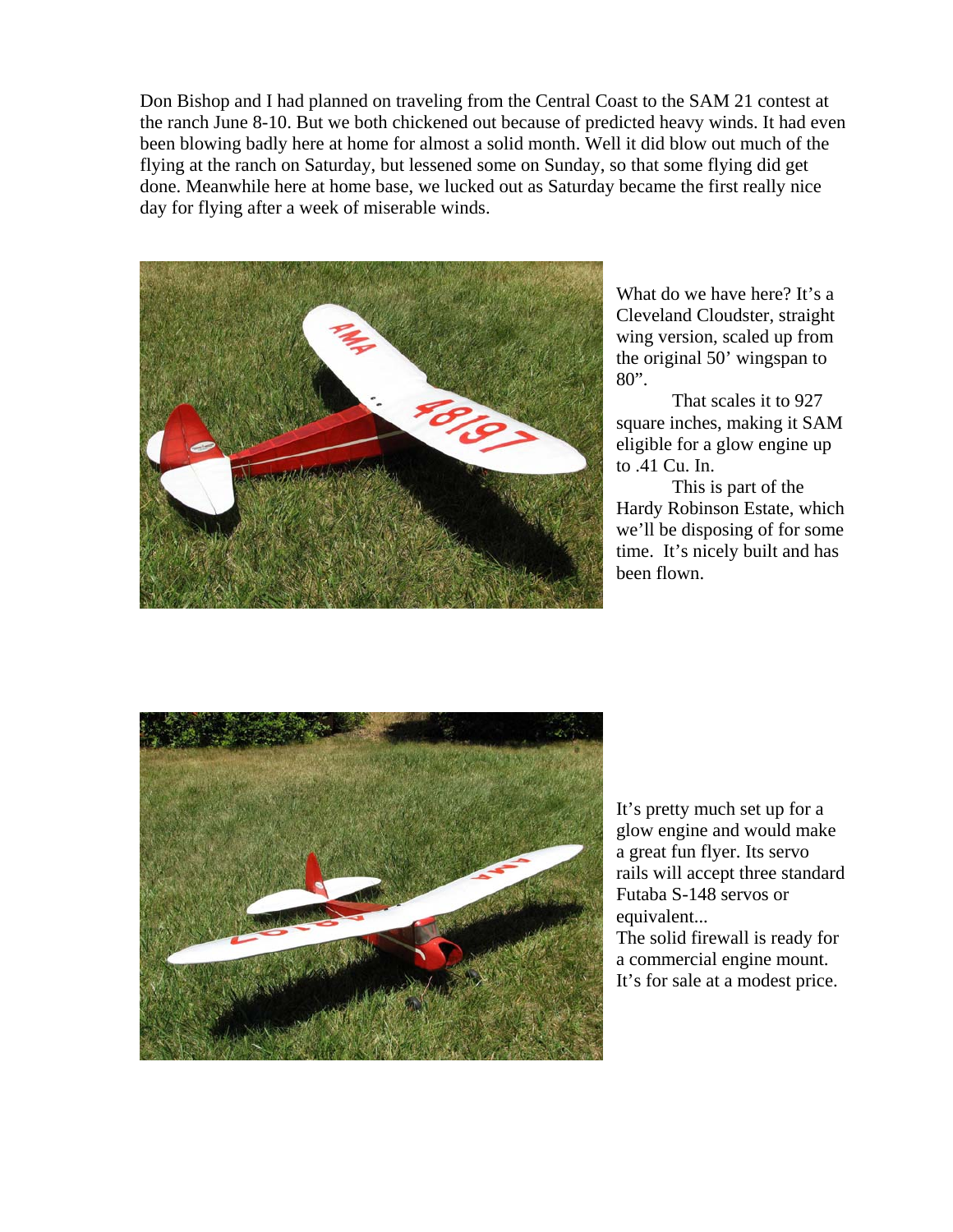Don Bishop and I had planned on traveling from the Central Coast to the SAM 21 contest at the ranch June 8-10. But we both chickened out because of predicted heavy winds. It had even been blowing badly here at home for almost a solid month. Well it did blow out much of the flying at the ranch on Saturday, but lessened some on Sunday, so that some flying did get done. Meanwhile here at home base, we lucked out as Saturday became the first really nice day for flying after a week of miserable winds.

What do we have here? It's a Cleveland Cloudster, straight wing version, scaled up from the original 50' wingspan to 80".

That scales it to 927 square inches, making it SAM eligible for a glow engine up to .41 Cu. In.

This is part of the Hardy Robinson Estate, which we'll be disposing of for some time. It's nicely built and has been flown.

It's pretty much set up for a glow engine and would make a great fun flyer. Its servo rails will accept three standard Futaba S-148 servos or equivalent...

The solid firewall is ready for a commercial engine mount. It's for sale at a modest price.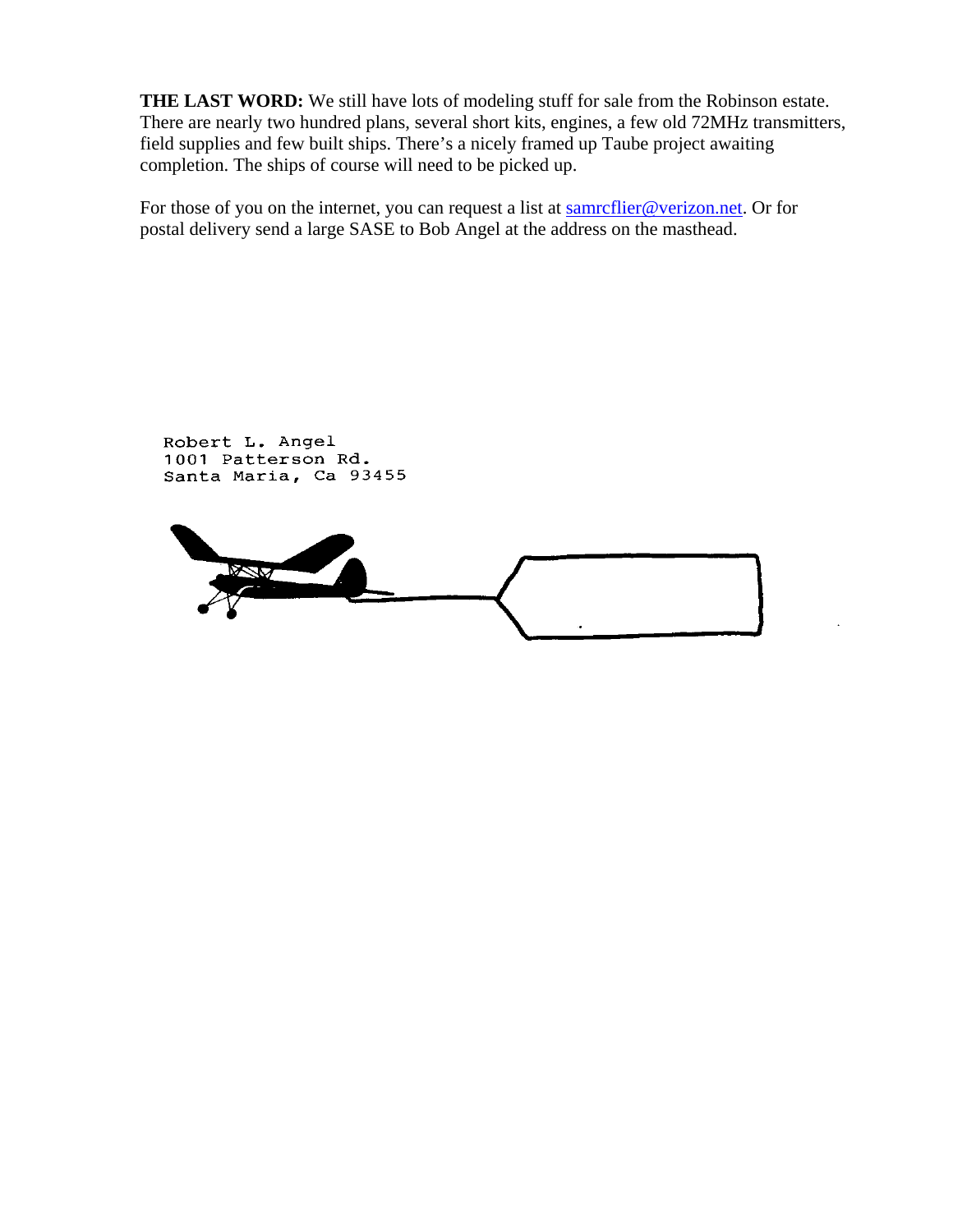**THE LAST WORD:** We still have lots of modeling stuff for sale from the Robinson estate. There are nearly two hundred plans, several short kits, engines, a few old 72MHz transmitters, field supplies and few built ships. There's a nicely framed up Taube project awaiting completion. The ships of course will need to be picked up.

For those of you on the internet, you can request a list at samrcflier@verizon.net. Or for postal delivery send a large SASE to Bob Angel at the address on the masthead.

Robert L. Angel
1001 Patterson Rd.
Santa Maria, Ca 93455